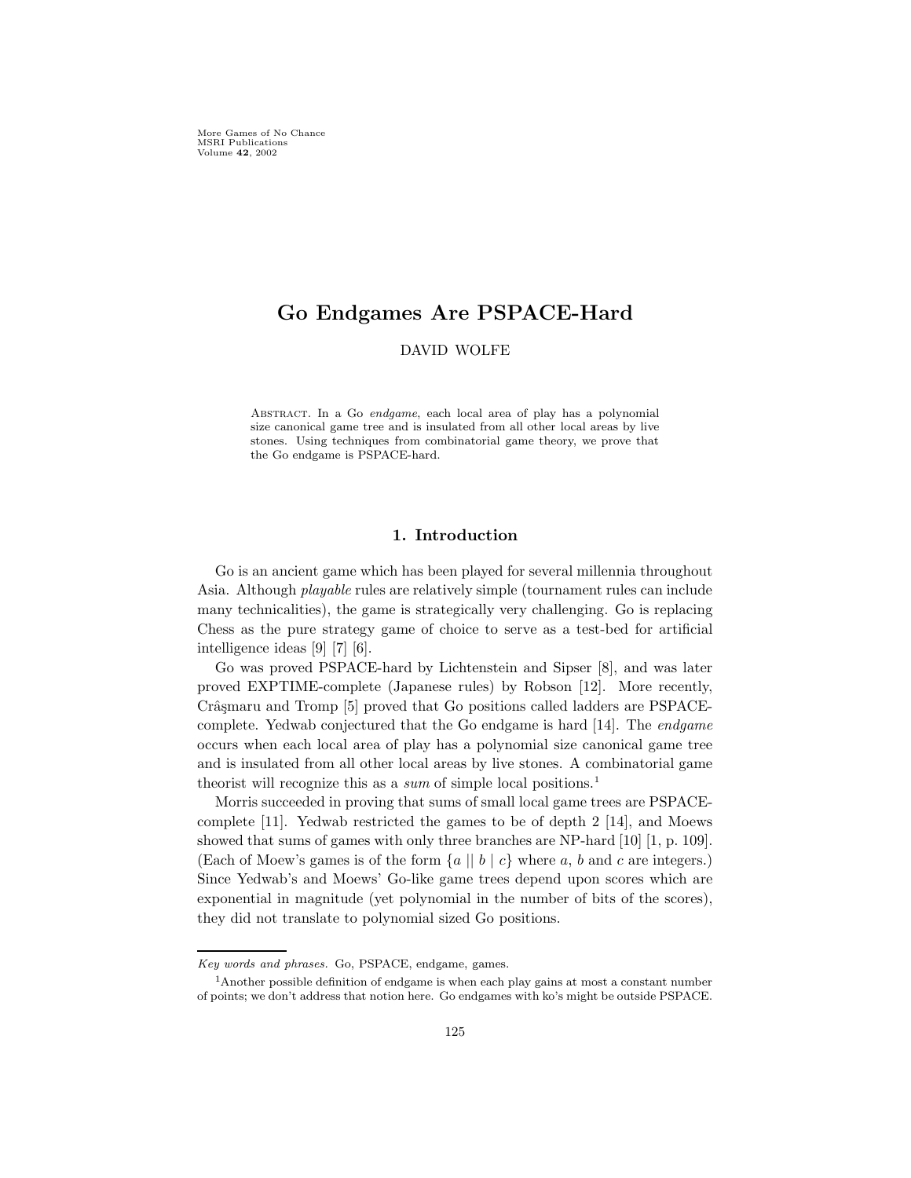# Go Endgames Are PSPACE-Hard

DAVID WOLFE

Abstract. In a Go *endgame*, each local area of play has a polynomial size canonical game tree and is insulated from all other local areas by live stones. Using techniques from combinatorial game theory, we prove that the Go endgame is PSPACE-hard.

## 1. Introduction

Go is an ancient game which has been played for several millennia throughout Asia. Although *playable* rules are relatively simple (tournament rules can include many technicalities), the game is strategically very challenging. Go is replacing Chess as the pure strategy game of choice to serve as a test-bed for artificial intelligence ideas [9] [7] [6].

Go was proved PSPACE-hard by Lichtenstein and Sipser [8], and was later proved EXPTIME-complete (Japanese rules) by Robson [12]. More recently, Crâşmaru and Tromp [5] proved that Go positions called ladders are PSPACE-complete. Yedwab conjectured that the Go endgame is hard [14]. The *endgame* occurs when each local area of play has a polynomial size canonical game tree and is insulated from all other local areas by live stones. A combinatorial game theorist will recognize this as a *sum* of simple local positions.[1]

Morris succeeded in proving that sums of small local game trees are PSPACE-complete [11]. Yedwab restricted the games to be of depth 2 [14], and Moews showed that sums of games with only three branches are NP-hard [10] [1, p. 109]. (Each of Moew's games is of the form $\{a \mid\mid b \mid c\}$ where $a$, $b$ and $c$ are integers.) Since Yedwab's and Moews' Go-like game trees depend upon scores which are exponential in magnitude (yet polynomial in the number of bits of the scores), they did not translate to polynomial sized Go positions.

---

*Key words and phrases.* Go, PSPACE, endgame, games.

[1] Another possible definition of endgame is when each play gains at most a constant number of points; we don't address that notion here. Go endgames with ko's might be outside PSPACE.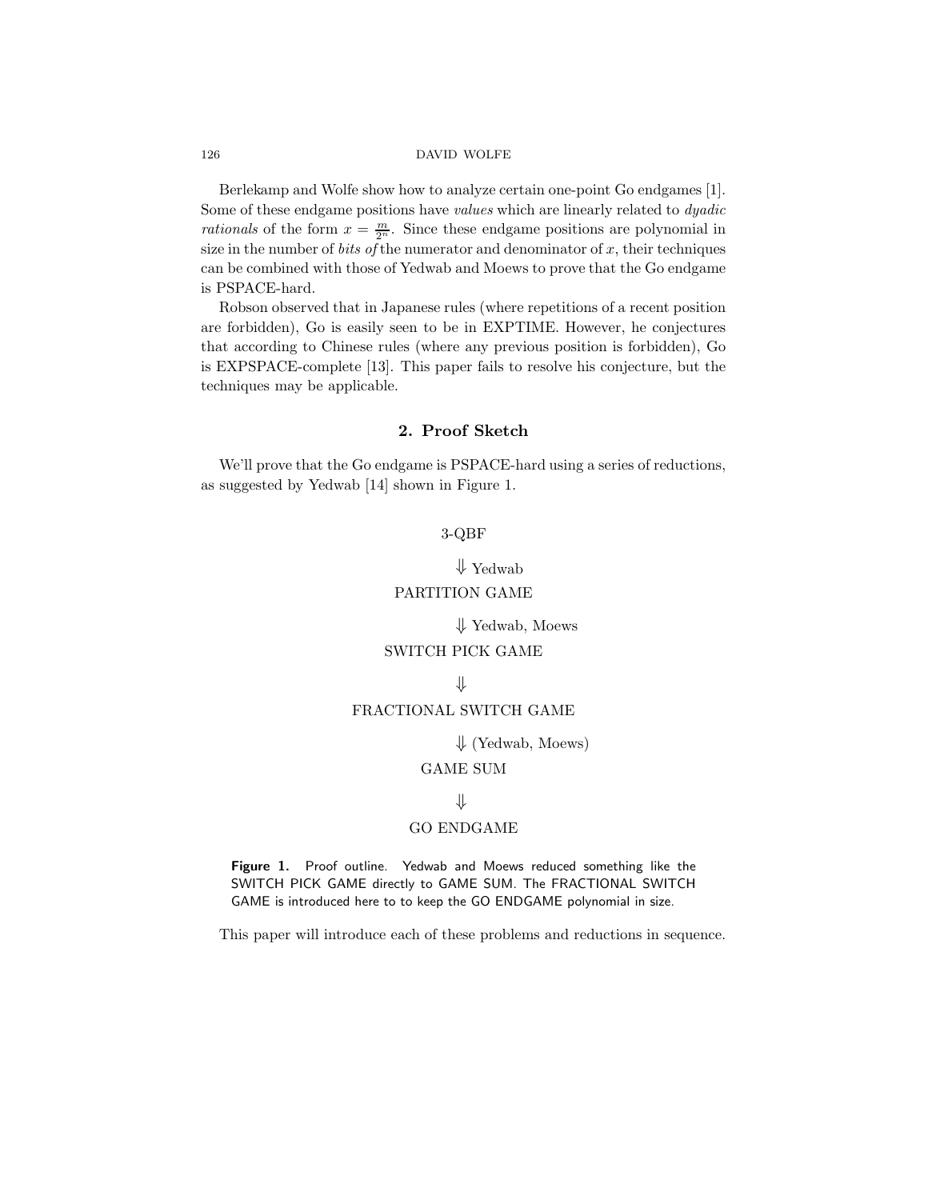Berlekamp and Wolfe show how to analyze certain one-point Go endgames [1]. Some of these endgame positions have *values* which are linearly related to *dyadic rationals* of the form $x = \frac{m}{2^n}$. Since these endgame positions are polynomial in size in the number of *bits of* the numerator and denominator of $x$, their techniques can be combined with those of Yedwab and Moews to prove that the Go endgame is PSPACE-hard.

Robson observed that in Japanese rules (where repetitions of a recent position are forbidden), Go is easily seen to be in EXPTIME. However, he conjectures that according to Chinese rules (where any previous position is forbidden), Go is EXPSPACE-complete [13]. This paper fails to resolve his conjecture, but the techniques may be applicable.

## 2. Proof Sketch

We'll prove that the Go endgame is PSPACE-hard using a series of reductions, as suggested by Yedwab [14] shown in Figure 1.

$$
\begin{array}{c}
\text{3-QBF} \\
\Downarrow \text{ Yedwab} \\
\text{PARTITION GAME} \\
\Downarrow \text{ Yedwab, Moews} \\
\text{SWITCH PICK GAME} \\
\Downarrow \\
\text{FRACTIONAL SWITCH GAME} \\
\Downarrow \text{ (Yedwab, Moews)} \\
\text{GAME SUM} \\
\Downarrow \\
\text{GO ENDGAME}
\end{array}
$$

**Figure 1.** Proof outline. Yedwab and Moews reduced something like the SWITCH PICK GAME directly to GAME SUM. The FRACTIONAL SWITCH GAME is introduced here to to keep the GO ENDGAME polynomial in size.

This paper will introduce each of these problems and reductions in sequence.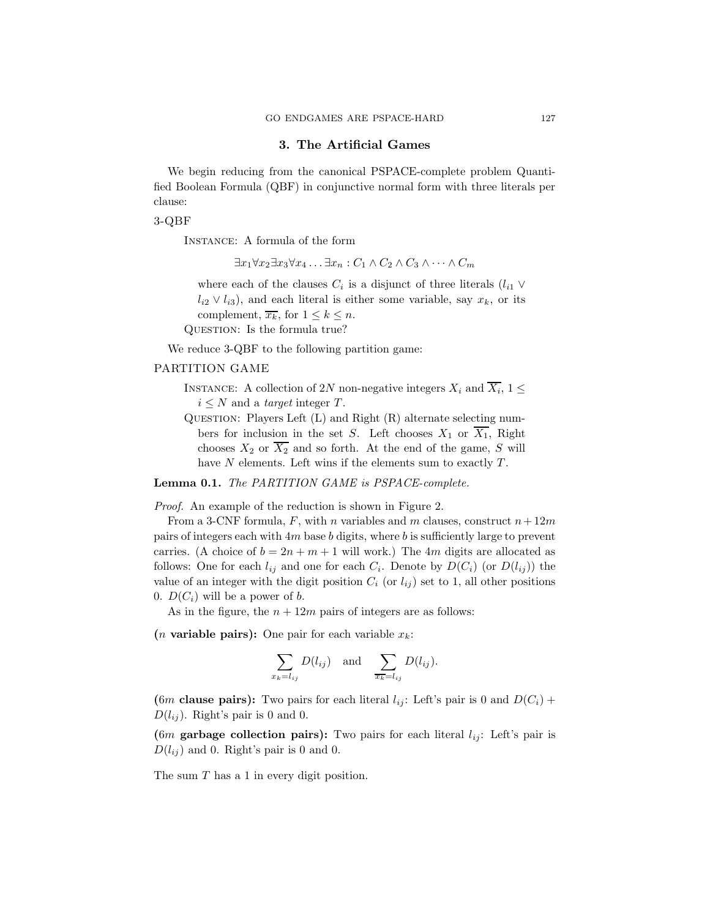## 3. The Artificial Games

We begin reducing from the canonical PSPACE-complete problem Quantified Boolean Formula (QBF) in conjunctive normal form with three literals per clause:

3-QBF

INSTANCE: A formula of the form

$$\exists x_1 \forall x_2 \exists x_3 \forall x_4 \ldots \exists x_n : C_1 \wedge C_2 \wedge C_3 \wedge \cdots \wedge C_m$$

where each of the clauses $C_i$ is a disjunct of three literals ($l_{i1} \vee l_{i2} \vee l_{i3}$), and each literal is either some variable, say $x_k$, or its complement, $\overline{x_k}$, for $1 \leq k \leq n$.

QUESTION: Is the formula true?

We reduce 3-QBF to the following partition game:

PARTITION GAME

INSTANCE: A collection of $2N$ non-negative integers $X_i$ and $\overline{X_i}$, $1 \leq i \leq N$ and a *target* integer $T$.

QUESTION: Players Left (L) and Right (R) alternate selecting numbers for inclusion in the set $S$. Left chooses $X_1$ or $\overline{X_1}$, Right chooses $X_2$ or $\overline{X_2}$ and so forth. At the end of the game, $S$ will have $N$ elements. Left wins if the elements sum to exactly $T$.

**Lemma 0.1.** *The PARTITION GAME is PSPACE-complete.*

*Proof.* An example of the reduction is shown in Figure 2.

From a 3-CNF formula, $F$, with $n$ variables and $m$ clauses, construct $n + 12m$ pairs of integers each with $4m$ base $b$ digits, where $b$ is sufficiently large to prevent carries. (A choice of $b = 2n + m + 1$ will work.) The $4m$ digits are allocated as follows: One for each $l_{ij}$ and one for each $C_i$. Denote by $D(C_i)$ (or $D(l_{ij})$) the value of an integer with the digit position $C_i$ (or $l_{ij}$) set to 1, all other positions 0. $D(C_i)$ will be a power of $b$.

As in the figure, the $n + 12m$ pairs of integers are as follows:

**($n$ variable pairs):** One pair for each variable $x_k$:

$$\sum_{x_k = l_{ij}} D(l_{ij}) \quad \text{and} \quad \sum_{\overline{x_k} = l_{ij}} D(l_{ij}).$$

**($6m$ clause pairs):** Two pairs for each literal $l_{ij}$: Left's pair is 0 and $D(C_i) + D(l_{ij})$. Right's pair is 0 and 0.

**($6m$ garbage collection pairs):** Two pairs for each literal $l_{ij}$: Left's pair is $D(l_{ij})$ and 0. Right's pair is 0 and 0.

The sum $T$ has a 1 in every digit position.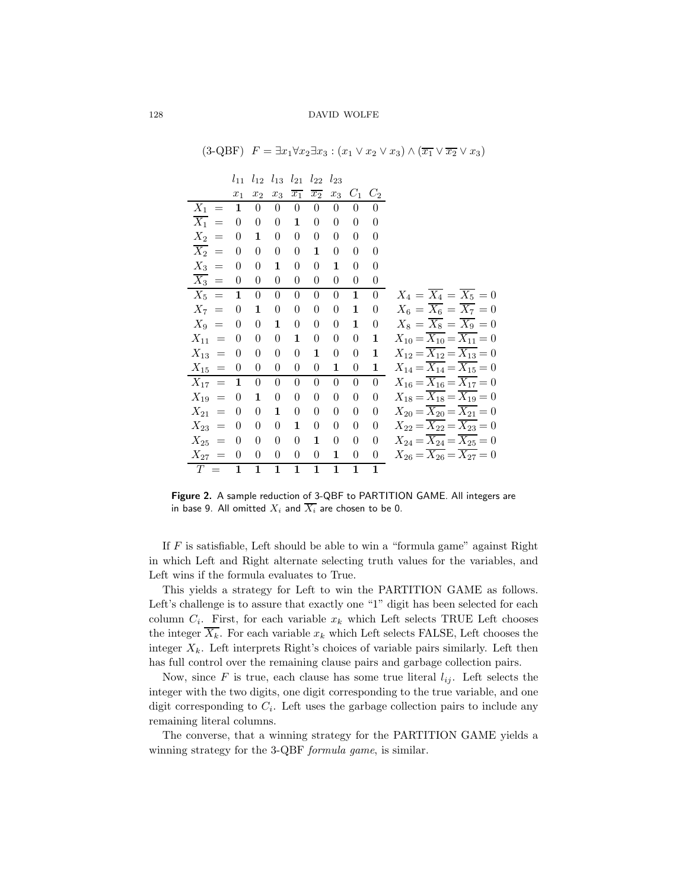(3-QBF) $F = \exists x_1 \forall x_2 \exists x_3 : (x_1 \vee x_2 \vee x_3) \wedge (\overline{x_1} \vee \overline{x_2} \vee x_3)$

| | $l_{11}$ | $l_{12}$ | $l_{13}$ | $l_{21}$ | $l_{22}$ | $l_{23}$ | | | |
|---|---|---|---|---|---|---|---|---|---|
| | $x_1$ | $x_2$ | $x_3$ | $\overline{x_1}$ | $\overline{x_2}$ | $x_3$ | $C_1$ | $C_2$ | |
| $X_1 =$ | **1** | 0 | 0 | 0 | 0 | 0 | 0 | 0 | |
| $\overline{X_1} =$ | 0 | 0 | 0 | **1** | 0 | 0 | 0 | 0 | |
| $X_2 =$ | 0 | **1** | 0 | 0 | 0 | 0 | 0 | 0 | |
| $\overline{X_2} =$ | 0 | 0 | 0 | 0 | **1** | 0 | 0 | 0 | |
| $X_3 =$ | 0 | 0 | **1** | 0 | 0 | **1** | 0 | 0 | |
| $\overline{X_3} =$ | 0 | 0 | 0 | 0 | 0 | 0 | 0 | 0 | |
| $X_5 =$ | **1** | 0 | 0 | 0 | 0 | 0 | **1** | 0 | $X_4 = \overline{X_4} = \overline{X_5} = 0$ |
| $X_7 =$ | 0 | **1** | 0 | 0 | 0 | 0 | **1** | 0 | $X_6 = \overline{X_6} = \overline{X_7} = 0$ |
| $X_9 =$ | 0 | 0 | **1** | 0 | 0 | 0 | **1** | 0 | $X_8 = \overline{X_8} = \overline{X_9} = 0$ |
| $X_{11} =$ | 0 | 0 | 0 | **1** | 0 | 0 | 0 | **1** | $X_{10} = \overline{X_{10}} = \overline{X_{11}} = 0$ |
| $X_{13} =$ | 0 | 0 | 0 | 0 | **1** | 0 | 0 | **1** | $X_{12} = \overline{X_{12}} = \overline{X_{13}} = 0$ |
| $X_{15} =$ | 0 | 0 | 0 | 0 | 0 | **1** | 0 | **1** | $X_{14} = \overline{X_{14}} = \overline{X_{15}} = 0$ |
| $X_{17} =$ | **1** | 0 | 0 | 0 | 0 | 0 | 0 | 0 | $X_{16} = \overline{X_{16}} = \overline{X_{17}} = 0$ |
| $X_{19} =$ | 0 | **1** | 0 | 0 | 0 | 0 | 0 | 0 | $X_{18} = \overline{X_{18}} = \overline{X_{19}} = 0$ |
| $X_{21} =$ | 0 | 0 | **1** | 0 | 0 | 0 | 0 | 0 | $X_{20} = \overline{X_{20}} = \overline{X_{21}} = 0$ |
| $X_{23} =$ | 0 | 0 | 0 | **1** | 0 | 0 | 0 | 0 | $X_{22} = \overline{X_{22}} = \overline{X_{23}} = 0$ |
| $X_{25} =$ | 0 | 0 | 0 | 0 | **1** | 0 | 0 | 0 | $X_{24} = \overline{X_{24}} = \overline{X_{25}} = 0$ |
| $X_{27} =$ | 0 | 0 | 0 | 0 | 0 | **1** | 0 | 0 | $X_{26} = \overline{X_{26}} = \overline{X_{27}} = 0$ |
| $T =$ | **1** | **1** | **1** | **1** | **1** | **1** | **1** | **1** | |

**Figure 2.** A sample reduction of 3-QBF to PARTITION GAME. All integers are in base 9. All omitted $X_i$ and $\overline{X_i}$ are chosen to be 0.

If $F$ is satisfiable, Left should be able to win a "formula game" against Right in which Left and Right alternate selecting truth values for the variables, and Left wins if the formula evaluates to True.

This yields a strategy for Left to win the PARTITION GAME as follows. Left's challenge is to assure that exactly one "1" digit has been selected for each column $C_i$. First, for each variable $x_k$ which Left selects TRUE Left chooses the integer $\overline{X_k}$. For each variable $x_k$ which Left selects FALSE, Left chooses the integer $X_k$. Left interprets Right's choices of variable pairs similarly. Left then has full control over the remaining clause pairs and garbage collection pairs.

Now, since $F$ is true, each clause has some true literal $l_{ij}$. Left selects the integer with the two digits, one digit corresponding to the true variable, and one digit corresponding to $C_i$. Left uses the garbage collection pairs to include any remaining literal columns.

The converse, that a winning strategy for the PARTITION GAME yields a winning strategy for the 3-QBF *formula game*, is similar.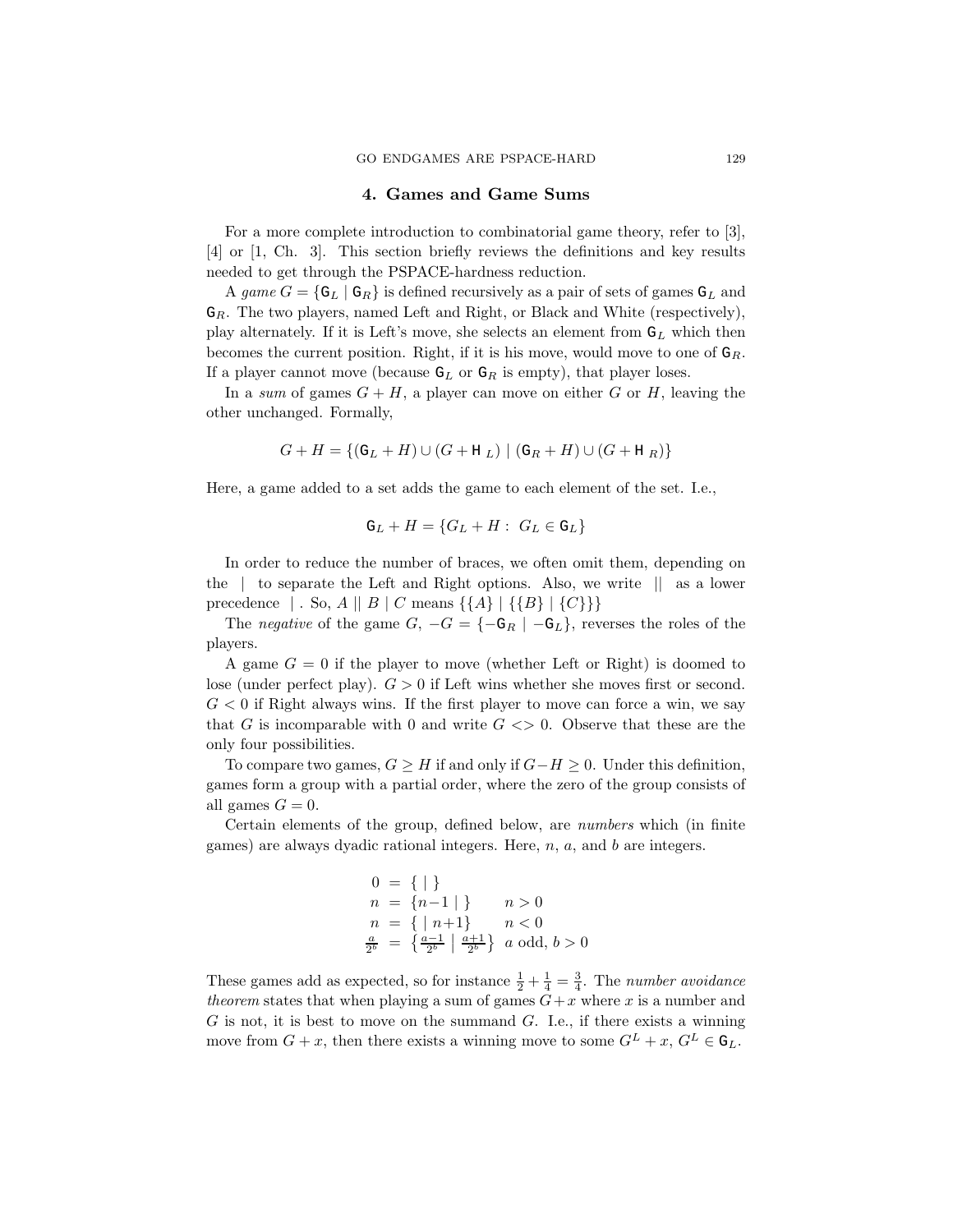## 4. Games and Game Sums

For a more complete introduction to combinatorial game theory, refer to [3], [4] or [1, Ch. 3]. This section briefly reviews the definitions and key results needed to get through the PSPACE-hardness reduction.

A *game* $G = \{\mathsf{G}_L \mid \mathsf{G}_R\}$ is defined recursively as a pair of sets of games $\mathsf{G}_L$ and $\mathsf{G}_R$. The two players, named Left and Right, or Black and White (respectively), play alternately. If it is Left's move, she selects an element from $\mathsf{G}_L$ which then becomes the current position. Right, if it is his move, would move to one of $\mathsf{G}_R$. If a player cannot move (because $\mathsf{G}_L$ or $\mathsf{G}_R$ is empty), that player loses.

In a *sum* of games $G + H$, a player can move on either $G$ or $H$, leaving the other unchanged. Formally,

$$G + H = \{(\mathsf{G}_L + H) \cup (G + \mathsf{H}_L) \mid (\mathsf{G}_R + H) \cup (G + \mathsf{H}_R)\}$$

Here, a game added to a set adds the game to each element of the set. I.e.,

$$\mathsf{G}_L + H = \{G_L + H : \ G_L \in \mathsf{G}_L\}$$

In order to reduce the number of braces, we often omit them, depending on the $\mid$ to separate the Left and Right options. Also, we write $\|$ as a lower precedence $\mid$ . So, $A \| B \mid C$ means $\{\{A\} \mid \{\{B\} \mid \{C\}\}\}$

The *negative* of the game $G$, $-G = \{-\mathsf{G}_R \mid -\mathsf{G}_L\}$, reverses the roles of the players.

A game $G = 0$ if the player to move (whether Left or Right) is doomed to lose (under perfect play). $G > 0$ if Left wins whether she moves first or second. $G < 0$ if Right always wins. If the first player to move can force a win, we say that $G$ is incomparable with 0 and write $G <> 0$. Observe that these are the only four possibilities.

To compare two games, $G \geq H$ if and only if $G - H \geq 0$. Under this definition, games form a group with a partial order, where the zero of the group consists of all games $G = 0$.

Certain elements of the group, defined below, are *numbers* which (in finite games) are always dyadic rational integers. Here, $n$, $a$, and $b$ are integers.

$$\begin{aligned}
0 &= \{ \mid \} \\
n &= \{n-1 \mid \} \qquad n > 0 \\
n &= \{ \mid n+1\} \qquad n < 0 \\
\tfrac{a}{2^b} &= \left\{ \tfrac{a-1}{2^b} \;\middle|\; \tfrac{a+1}{2^b} \right\} \quad a \text{ odd}, b > 0
\end{aligned}$$

These games add as expected, so for instance $\frac{1}{2} + \frac{1}{4} = \frac{3}{4}$. The *number avoidance theorem* states that when playing a sum of games $G+x$ where $x$ is a number and $G$ is not, it is best to move on the summand $G$. I.e., if there exists a winning move from $G + x$, then there exists a winning move to some $G^L + x$, $G^L \in \mathsf{G}_L$.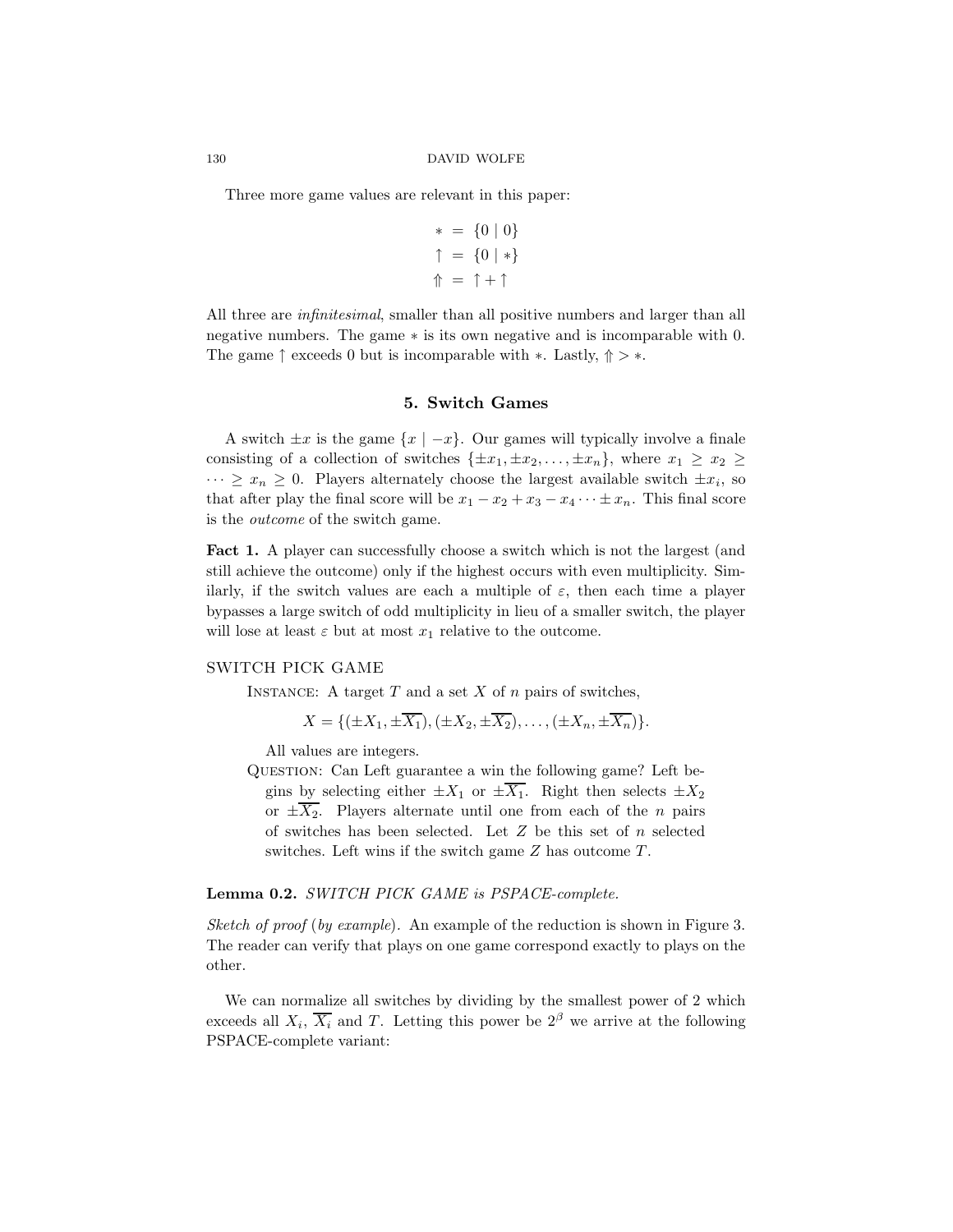Three more game values are relevant in this paper:

$$
\begin{aligned}
* &= \{0 \mid 0\} \\
\uparrow &= \{0 \mid *\} \\
\Uparrow &= \uparrow + \uparrow
\end{aligned}
$$

All three are *infinitesimal*, smaller than all positive numbers and larger than all negative numbers. The game $*$ is its own negative and is incomparable with 0. The game $\uparrow$ exceeds 0 but is incomparable with $*$. Lastly, $\Uparrow > *$.

## 5. Switch Games

A switch $\pm x$ is the game $\{x \mid -x\}$. Our games will typically involve a finale consisting of a collection of switches $\{\pm x_1, \pm x_2, \ldots, \pm x_n\}$, where $x_1 \geq x_2 \geq \cdots \geq x_n \geq 0$. Players alternately choose the largest available switch $\pm x_i$, so that after play the final score will be $x_1 - x_2 + x_3 - x_4 \cdots \pm x_n$. This final score is the *outcome* of the switch game.

**Fact 1.** A player can successfully choose a switch which is not the largest (and still achieve the outcome) only if the highest occurs with even multiplicity. Similarly, if the switch values are each a multiple of $\varepsilon$, then each time a player bypasses a large switch of odd multiplicity in lieu of a smaller switch, the player will lose at least $\varepsilon$ but at most $x_1$ relative to the outcome.

SWITCH PICK GAME

Instance: A target $T$ and a set $X$ of $n$ pairs of switches,

$$X = \{(\pm X_1, \pm \overline{X_1}), (\pm X_2, \pm \overline{X_2}), \ldots, (\pm X_n, \pm \overline{X_n})\}.$$

All values are integers.

Question: Can Left guarantee a win the following game? Left begins by selecting either $\pm X_1$ or $\pm \overline{X_1}$. Right then selects $\pm X_2$ or $\pm \overline{X_2}$. Players alternate until one from each of the $n$ pairs of switches has been selected. Let $Z$ be this set of $n$ selected switches. Left wins if the switch game $Z$ has outcome $T$.

**Lemma 0.2.** *SWITCH PICK GAME is PSPACE-complete.*

*Sketch of proof* (*by example*). An example of the reduction is shown in Figure 3. The reader can verify that plays on one game correspond exactly to plays on the other.

We can normalize all switches by dividing by the smallest power of 2 which exceeds all $X_i$, $\overline{X_i}$ and $T$. Letting this power be $2^\beta$ we arrive at the following PSPACE-complete variant: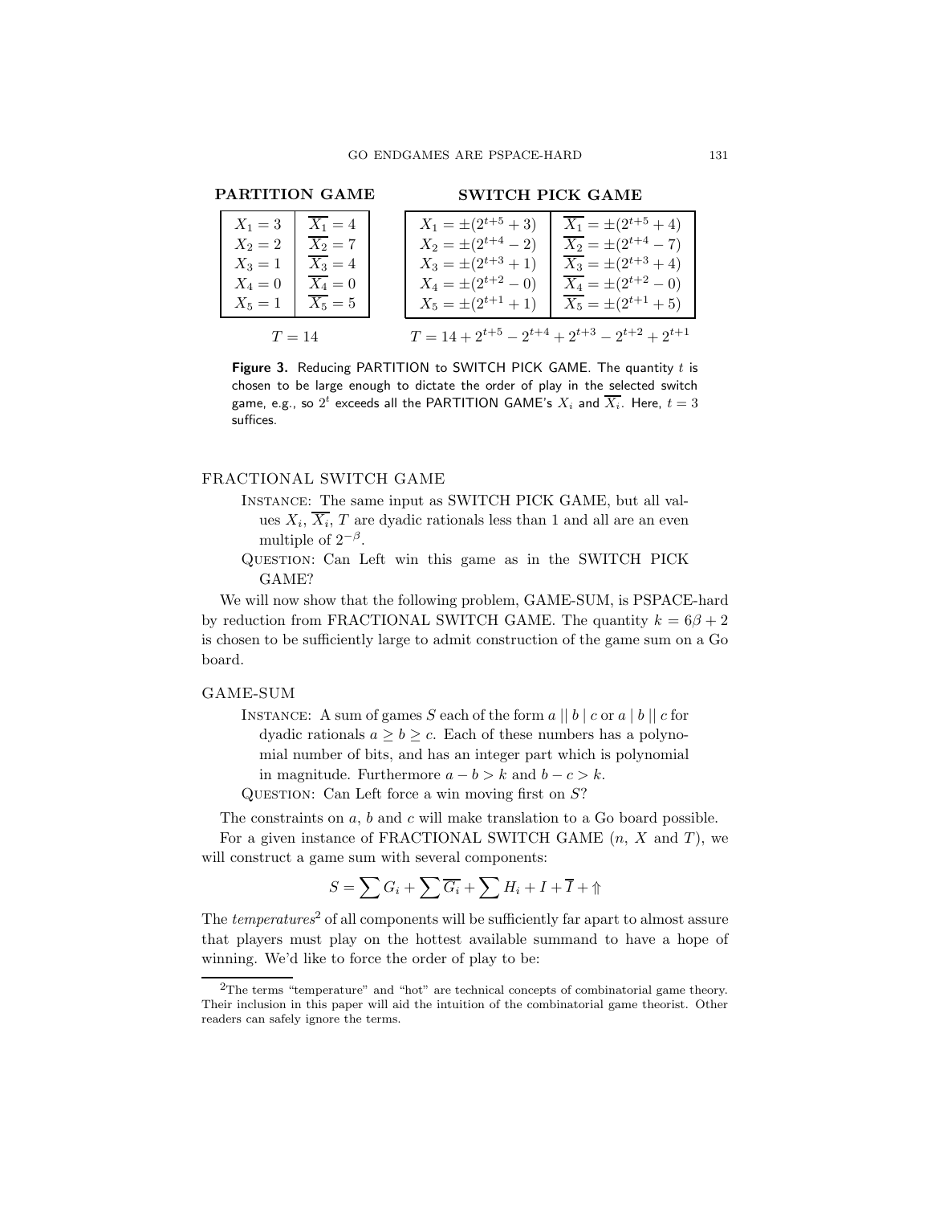**PARTITION GAME**

| | |
|---|---|
| $X_1 = 3$ | $\overline{X_1} = 4$ |
| $X_2 = 2$ | $\overline{X_2} = 7$ |
| $X_3 = 1$ | $\overline{X_3} = 4$ |
| $X_4 = 0$ | $\overline{X_4} = 0$ |
| $X_5 = 1$ | $\overline{X_5} = 5$ |

$T = 14$

**SWITCH PICK GAME**

| | |
|---|---|
| $X_1 = \pm(2^{t+5} + 3)$ | $\overline{X_1} = \pm(2^{t+5} + 4)$ |
| $X_2 = \pm(2^{t+4} - 2)$ | $\overline{X_2} = \pm(2^{t+4} - 7)$ |
| $X_3 = \pm(2^{t+3} + 1)$ | $\overline{X_3} = \pm(2^{t+3} + 4)$ |
| $X_4 = \pm(2^{t+2} - 0)$ | $\overline{X_4} = \pm(2^{t+2} - 0)$ |
| $X_5 = \pm(2^{t+1} + 1)$ | $\overline{X_5} = \pm(2^{t+1} + 5)$ |

$T = 14 + 2^{t+5} - 2^{t+4} + 2^{t+3} - 2^{t+2} + 2^{t+1}$

**Figure 3.** Reducing PARTITION to SWITCH PICK GAME. The quantity $t$ is chosen to be large enough to dictate the order of play in the selected switch game, e.g., so $2^t$ exceeds all the PARTITION GAME's $X_i$ and $\overline{X_i}$. Here, $t = 3$ suffices.

FRACTIONAL SWITCH GAME

INSTANCE: The same input as SWITCH PICK GAME, but all values $X_i$, $\overline{X_i}$, $T$ are dyadic rationals less than 1 and all are an even multiple of $2^{-\beta}$.

QUESTION: Can Left win this game as in the SWITCH PICK GAME?

We will now show that the following problem, GAME-SUM, is PSPACE-hard by reduction from FRACTIONAL SWITCH GAME. The quantity $k = 6\beta + 2$ is chosen to be sufficiently large to admit construction of the game sum on a Go board.

GAME-SUM

INSTANCE: A sum of games $S$ each of the form $a \,||\, b \mid c$ or $a \mid b \,||\, c$ for dyadic rationals $a \geq b \geq c$. Each of these numbers has a polynomial number of bits, and has an integer part which is polynomial in magnitude. Furthermore $a - b > k$ and $b - c > k$.

QUESTION: Can Left force a win moving first on $S$?

The constraints on $a$, $b$ and $c$ will make translation to a Go board possible.

For a given instance of FRACTIONAL SWITCH GAME ($n$, $X$ and $T$), we will construct a game sum with several components:

$$S = \sum G_i + \sum \overline{G_i} + \sum H_i + I + \overline{I} + \Uparrow$$

The *temperatures*[2] of all components will be sufficiently far apart to almost assure that players must play on the hottest available summand to have a hope of winning. We'd like to force the order of play to be:

[2] The terms "temperature" and "hot" are technical concepts of combinatorial game theory. Their inclusion in this paper will aid the intuition of the combinatorial game theorist. Other readers can safely ignore the terms.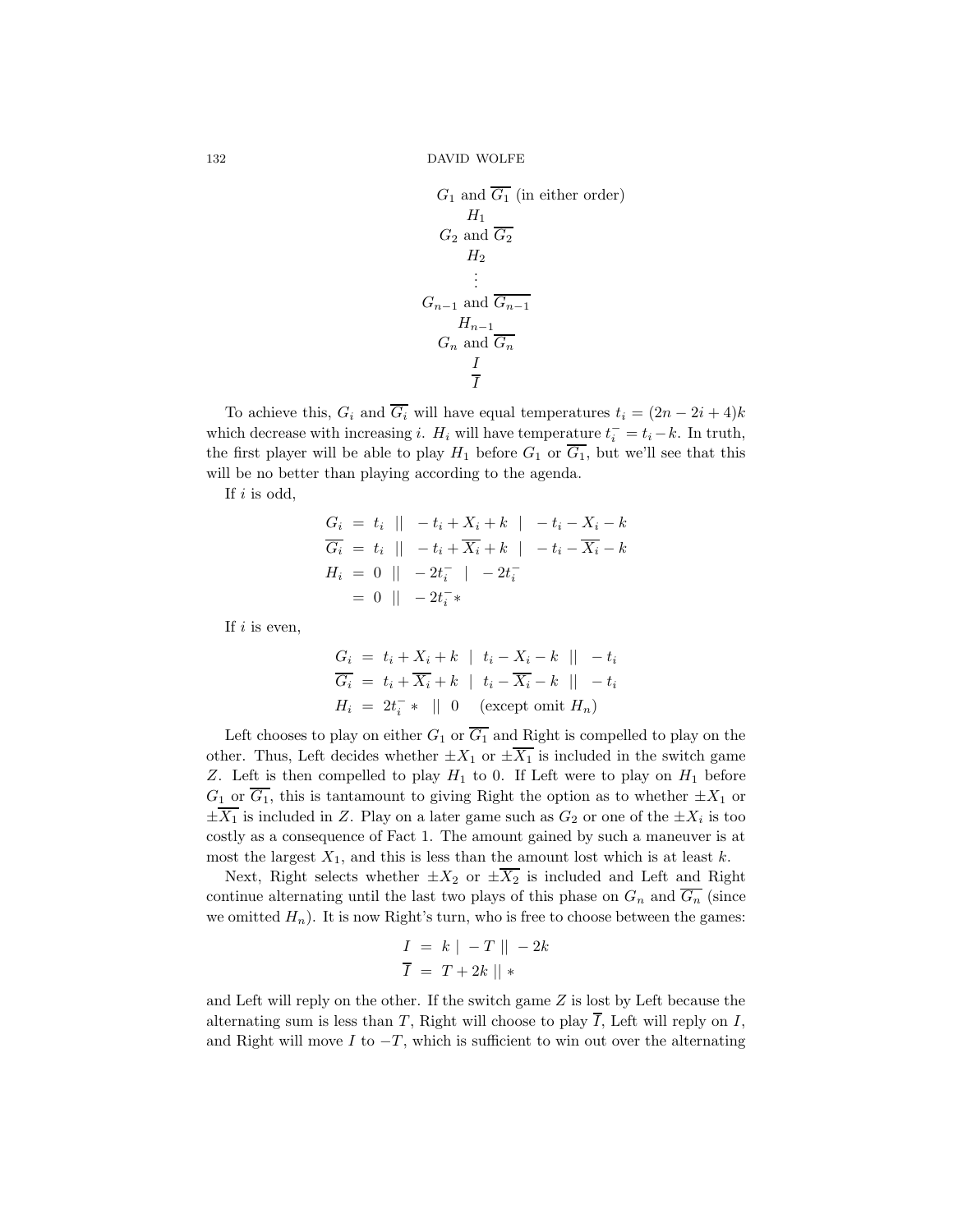$$
\begin{array}{c}
G_1 \text{ and } \overline{G_1} \text{ (in either order)} \\
H_1 \\
G_2 \text{ and } \overline{G_2} \\
H_2 \\
\vdots \\
G_{n-1} \text{ and } \overline{G_{n-1}} \\
H_{n-1} \\
G_n \text{ and } \overline{G_n} \\
I \\
\overline{I}
\end{array}
$$

To achieve this, $G_i$ and $\overline{G_i}$ will have equal temperatures $t_i = (2n - 2i + 4)k$ which decrease with increasing $i$. $H_i$ will have temperature $t_i^- = t_i - k$. In truth, the first player will be able to play $H_1$ before $G_1$ or $\overline{G_1}$, but we'll see that this will be no better than playing according to the agenda.

If $i$ is odd,

$$
\begin{aligned}
G_i &= t_i \;||\; -t_i + X_i + k \;|\; -t_i - X_i - k \\
\overline{G_i} &= t_i \;||\; -t_i + \overline{X_i} + k \;|\; -t_i - \overline{X_i} - k \\
H_i &= 0 \;||\; -2t_i^- \;|\; -2t_i^- \\
&= 0 \;||\; -2t_i^- *
\end{aligned}
$$

If $i$ is even,

$$
\begin{aligned}
G_i &= t_i + X_i + k \;|\; t_i - X_i - k \;||\; -t_i \\
\overline{G_i} &= t_i + \overline{X_i} + k \;|\; t_i - \overline{X_i} - k \;||\; -t_i \\
H_i &= 2t_i^- * \;||\; 0 \quad \text{(except omit } H_n\text{)}
\end{aligned}
$$

Left chooses to play on either $G_1$ or $\overline{G_1}$ and Right is compelled to play on the other. Thus, Left decides whether $\pm X_1$ or $\pm\overline{X_1}$ is included in the switch game $Z$. Left is then compelled to play $H_1$ to 0. If Left were to play on $H_1$ before $G_1$ or $\overline{G_1}$, this is tantamount to giving Right the option as to whether $\pm X_1$ or $\pm\overline{X_1}$ is included in $Z$. Play on a later game such as $G_2$ or one of the $\pm X_i$ is too costly as a consequence of Fact 1. The amount gained by such a maneuver is at most the largest $X_1$, and this is less than the amount lost which is at least $k$.

Next, Right selects whether $\pm X_2$ or $\pm\overline{X_2}$ is included and Left and Right continue alternating until the last two plays of this phase on $G_n$ and $\overline{G_n}$ (since we omitted $H_n$). It is now Right's turn, who is free to choose between the games:

$$
\begin{aligned}
I &= k \;|\; -T \;||\; -2k \\
\overline{I} &= T + 2k \;||\; *
\end{aligned}
$$

and Left will reply on the other. If the switch game $Z$ is lost by Left because the alternating sum is less than $T$, Right will choose to play $\overline{I}$, Left will reply on $I$, and Right will move $I$ to $-T$, which is sufficient to win out over the alternating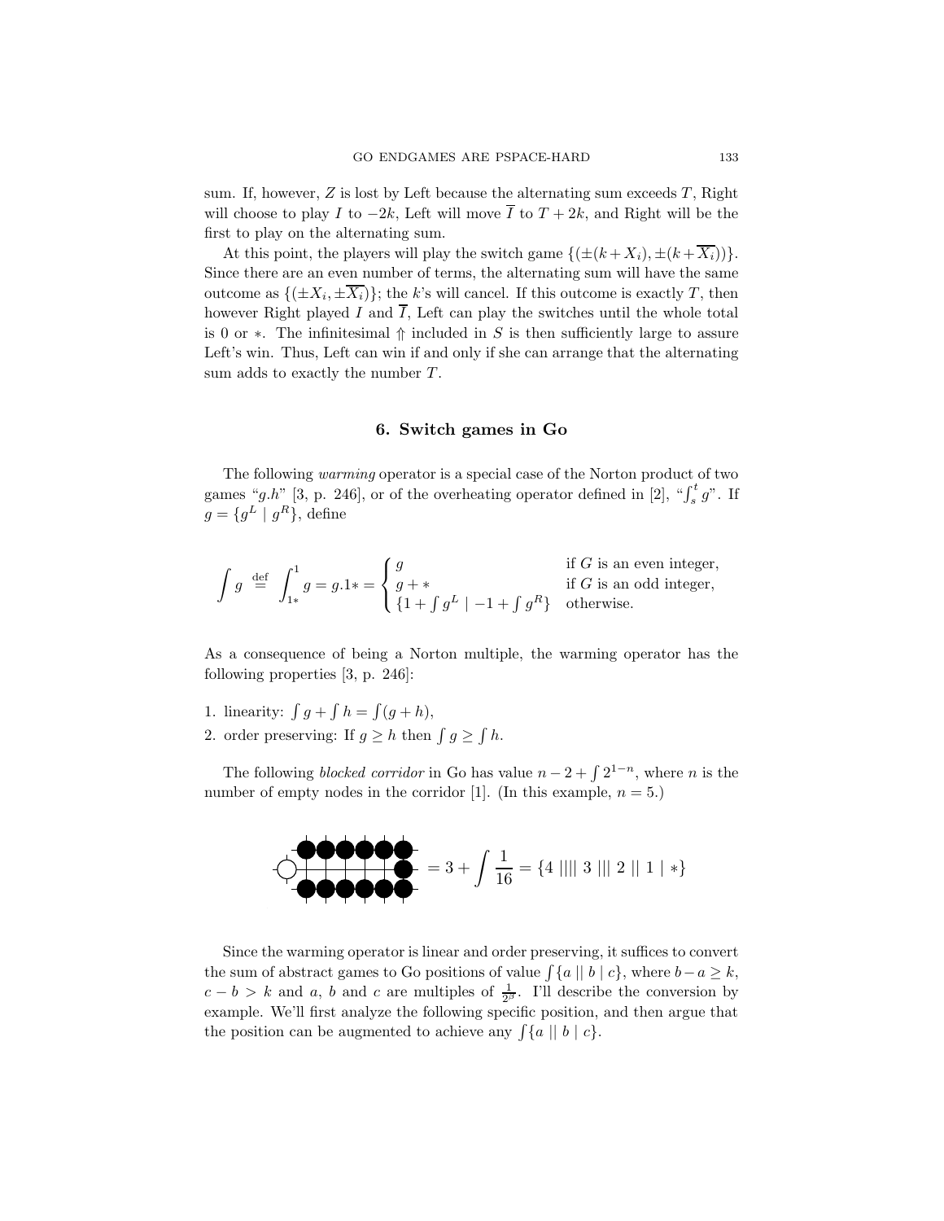sum. If, however, $Z$ is lost by Left because the alternating sum exceeds $T$, Right will choose to play $I$ to $-2k$, Left will move $\overline{I}$ to $T+2k$, and Right will be the first to play on the alternating sum.

At this point, the players will play the switch game $\{(\pm(k+X_i), \pm(k+\overline{X_i}))\}$. Since there are an even number of terms, the alternating sum will have the same outcome as $\{(\pm X_i, \pm\overline{X_i})\}$; the $k$'s will cancel. If this outcome is exactly $T$, then however Right played $I$ and $\overline{I}$, Left can play the switches until the whole total is 0 or $*$. The infinitesimal $\Uparrow$ included in $S$ is then sufficiently large to assure Left's win. Thus, Left can win if and only if she can arrange that the alternating sum adds to exactly the number $T$.

## 6. Switch games in Go

The following *warming* operator is a special case of the Norton product of two games "$g.h$" [3, p. 246], or of the overheating operator defined in [2], "$\int_s^t g$". If $g = \{g^L \mid g^R\}$, define

$$\int g \stackrel{\text{def}}{=} \int_{1*}^{1} g = g.1* = \begin{cases} g & \text{if } G \text{ is an even integer,} \\ g + * & \text{if } G \text{ is an odd integer,} \\ \{1 + \int g^L \mid -1 + \int g^R\} & \text{otherwise.} \end{cases}$$

As a consequence of being a Norton multiple, the warming operator has the following properties [3, p. 246]:

1. linearity: $\int g + \int h = \int (g+h)$,
2. order preserving: If $g \geq h$ then $\int g \geq \int h$.

The following *blocked corridor* in Go has value $n - 2 + \int 2^{1-n}$, where $n$ is the number of empty nodes in the corridor [1]. (In this example, $n = 5$.)

$$= 3 + \int \frac{1}{16} = \{4 \mid\mid\mid\mid 3 \mid\mid\mid 2 \mid\mid 1 \mid *\}$$

Since the warming operator is linear and order preserving, it suffices to convert the sum of abstract games to Go positions of value $\int\{a \mid\mid b \mid c\}$, where $b - a \geq k$, $c - b > k$ and $a$, $b$ and $c$ are multiples of $\frac{1}{2^p}$. I'll describe the conversion by example. We'll first analyze the following specific position, and then argue that the position can be augmented to achieve any $\int\{a \mid\mid b \mid c\}$.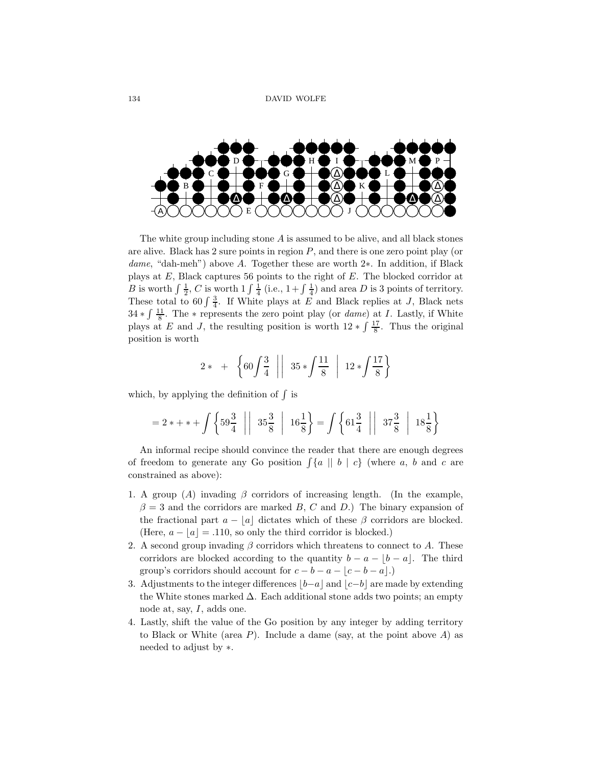The white group including stone $A$ is assumed to be alive, and all black stones are alive. Black has 2 sure points in region $P$, and there is one zero point play (or *dame*, "dah-meh") above $A$. Together these are worth $2*$. In addition, if Black plays at $E$, Black captures 56 points to the right of $E$. The blocked corridor at $B$ is worth $\int \frac{1}{2}$, $C$ is worth $1\int \frac{1}{4}$ (i.e., $1+\int \frac{1}{4}$) and area $D$ is 3 points of territory. These total to $60\int \frac{3}{4}$. If White plays at $E$ and Black replies at $J$, Black nets $34*\int \frac{11}{8}$. The $*$ represents the zero point play (or *dame*) at $I$. Lastly, if White plays at $E$ and $J$, the resulting position is worth $12*\int \frac{17}{8}$. Thus the original position is worth

$$2* \quad + \quad \left\{60\int\frac{3}{4} \;\middle\|\; 35*\int\frac{11}{8} \;\middle|\; 12*\int\frac{17}{8}\right\}$$

which, by applying the definition of $\int$ is

$$= 2*+*+\int\left\{59\frac{3}{4} \;\middle\|\; 35\frac{3}{8} \;\middle|\; 16\frac{1}{8}\right\} = \int\left\{61\frac{3}{4} \;\middle\|\; 37\frac{3}{8} \;\middle|\; 18\frac{1}{8}\right\}$$

An informal recipe should convince the reader that there are enough degrees of freedom to generate any Go position $\int\{a \mid\mid b \mid c\}$ (where $a$, $b$ and $c$ are constrained as above):

1. A group ($A$) invading $\beta$ corridors of increasing length. (In the example, $\beta = 3$ and the corridors are marked $B$, $C$ and $D$.) The binary expansion of the fractional part $a - \lfloor a \rfloor$ dictates which of these $\beta$ corridors are blocked. (Here, $a - \lfloor a \rfloor = .110$, so only the third corridor is blocked.)
2. A second group invading $\beta$ corridors which threatens to connect to $A$. These corridors are blocked according to the quantity $b - a - \lfloor b - a \rfloor$. The third group's corridors should account for $c - b - a - \lfloor c - b - a \rfloor$.)
3. Adjustments to the integer differences $\lfloor b-a \rfloor$ and $\lfloor c-b \rfloor$ are made by extending the White stones marked $\Delta$. Each additional stone adds two points; an empty node at, say, $I$, adds one.
4. Lastly, shift the value of the Go position by any integer by adding territory to Black or White (area $P$). Include a dame (say, at the point above $A$) as needed to adjust by $*$.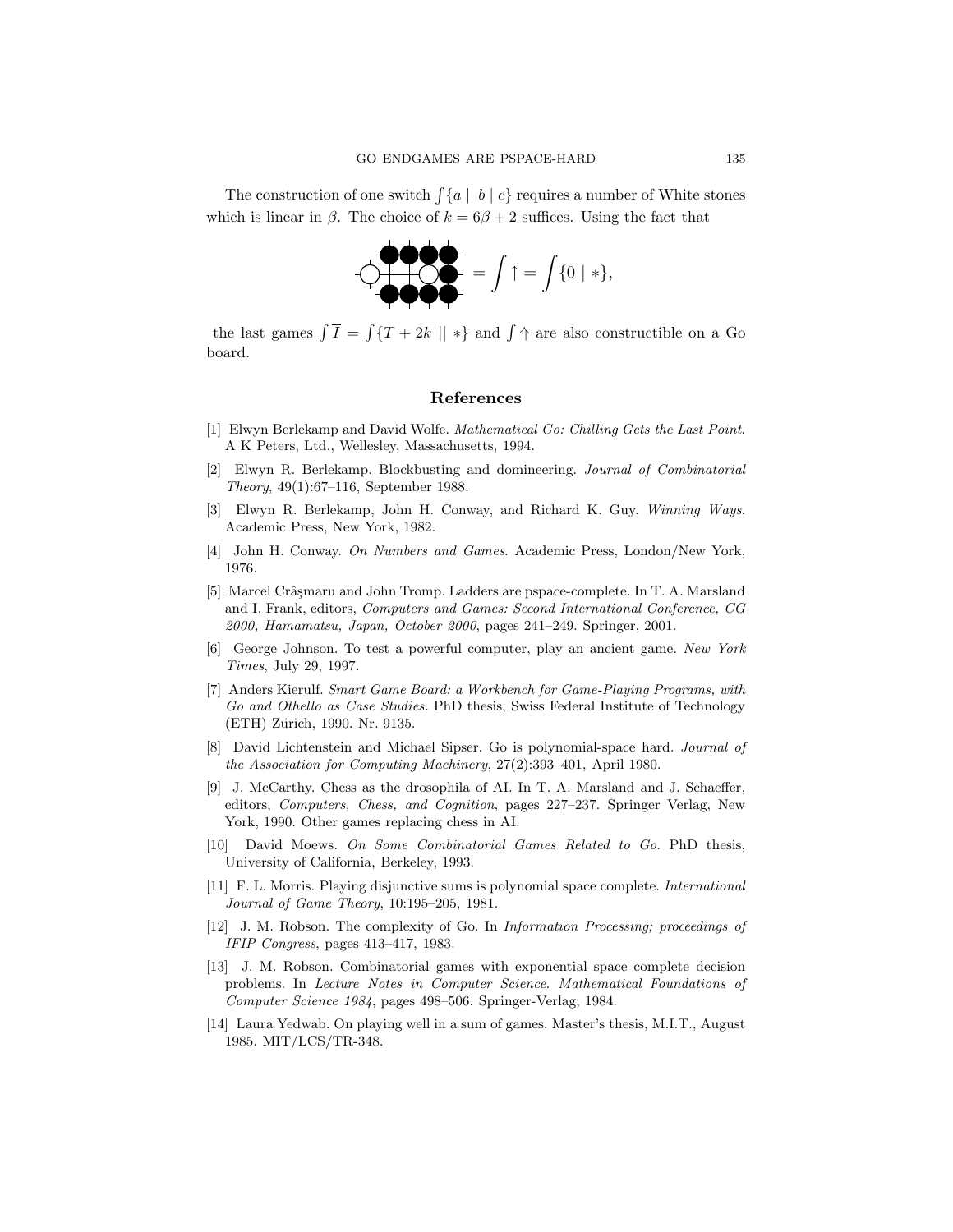The construction of one switch $\int\{a \mid\mid b \mid c\}$ requires a number of White stones which is linear in $\beta$. The choice of $k = 6\beta + 2$ suffices. Using the fact that

$$= \int \uparrow = \int \{0 \mid *\},$$

the last games $\int \overline{I} = \int\{T + 2k \mid\mid *\}$ and $\int \Uparrow$ are also constructible on a Go board.

## References

[1] Elwyn Berlekamp and David Wolfe. *Mathematical Go: Chilling Gets the Last Point*. A K Peters, Ltd., Wellesley, Massachusetts, 1994.

[2] Elwyn R. Berlekamp. Blockbusting and domineering. *Journal of Combinatorial Theory*, 49(1):67–116, September 1988.

[3] Elwyn R. Berlekamp, John H. Conway, and Richard K. Guy. *Winning Ways*. Academic Press, New York, 1982.

[4] John H. Conway. *On Numbers and Games*. Academic Press, London/New York, 1976.

[5] Marcel Crâşmaru and John Tromp. Ladders are pspace-complete. In T. A. Marsland and I. Frank, editors, *Computers and Games: Second International Conference, CG 2000, Hamamatsu, Japan, October 2000*, pages 241–249. Springer, 2001.

[6] George Johnson. To test a powerful computer, play an ancient game. *New York Times*, July 29, 1997.

[7] Anders Kierulf. *Smart Game Board: a Workbench for Game-Playing Programs, with Go and Othello as Case Studies.* PhD thesis, Swiss Federal Institute of Technology (ETH) Zürich, 1990. Nr. 9135.

[8] David Lichtenstein and Michael Sipser. Go is polynomial-space hard. *Journal of the Association for Computing Machinery*, 27(2):393–401, April 1980.

[9] J. McCarthy. Chess as the drosophila of AI. In T. A. Marsland and J. Schaeffer, editors, *Computers, Chess, and Cognition*, pages 227–237. Springer Verlag, New York, 1990. Other games replacing chess in AI.

[10] David Moews. *On Some Combinatorial Games Related to Go*. PhD thesis, University of California, Berkeley, 1993.

[11] F. L. Morris. Playing disjunctive sums is polynomial space complete. *International Journal of Game Theory*, 10:195–205, 1981.

[12] J. M. Robson. The complexity of Go. In *Information Processing; proceedings of IFIP Congress*, pages 413–417, 1983.

[13] J. M. Robson. Combinatorial games with exponential space complete decision problems. In *Lecture Notes in Computer Science. Mathematical Foundations of Computer Science 1984*, pages 498–506. Springer-Verlag, 1984.

[14] Laura Yedwab. On playing well in a sum of games. Master's thesis, M.I.T., August 1985. MIT/LCS/TR-348.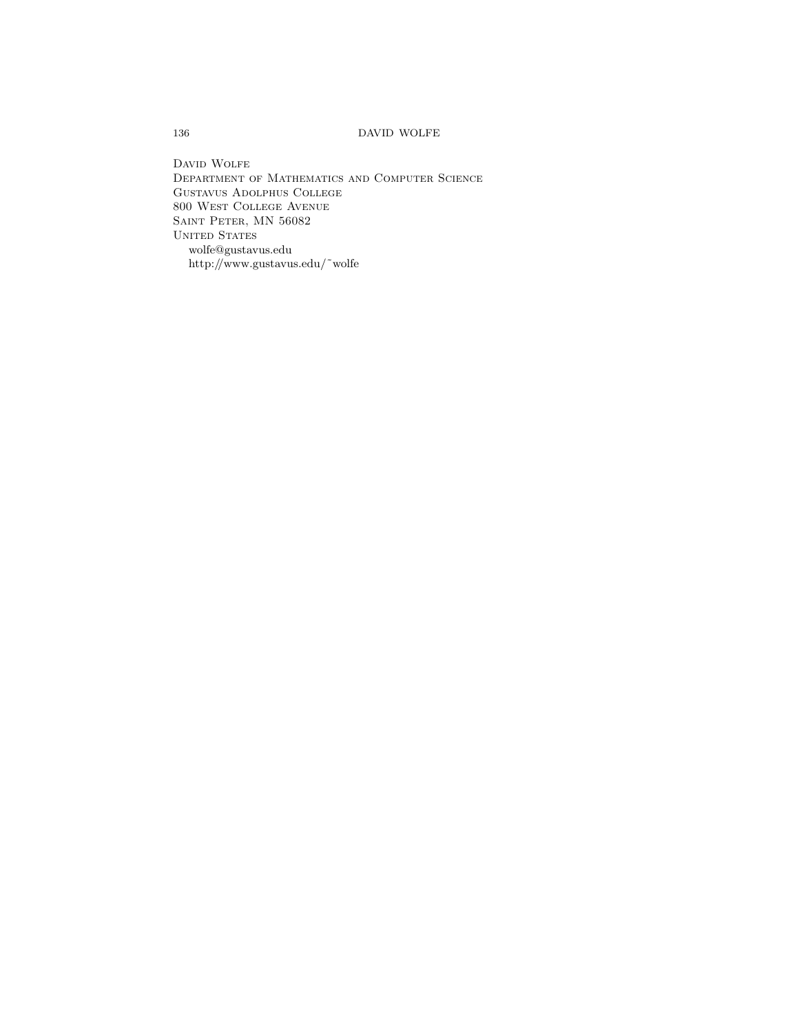David Wolfe
Department of Mathematics and Computer Science
Gustavus Adolphus College
800 West College Avenue
Saint Peter, MN 56082
United States
wolfe@gustavus.edu
http://www.gustavus.edu/˜wolfe